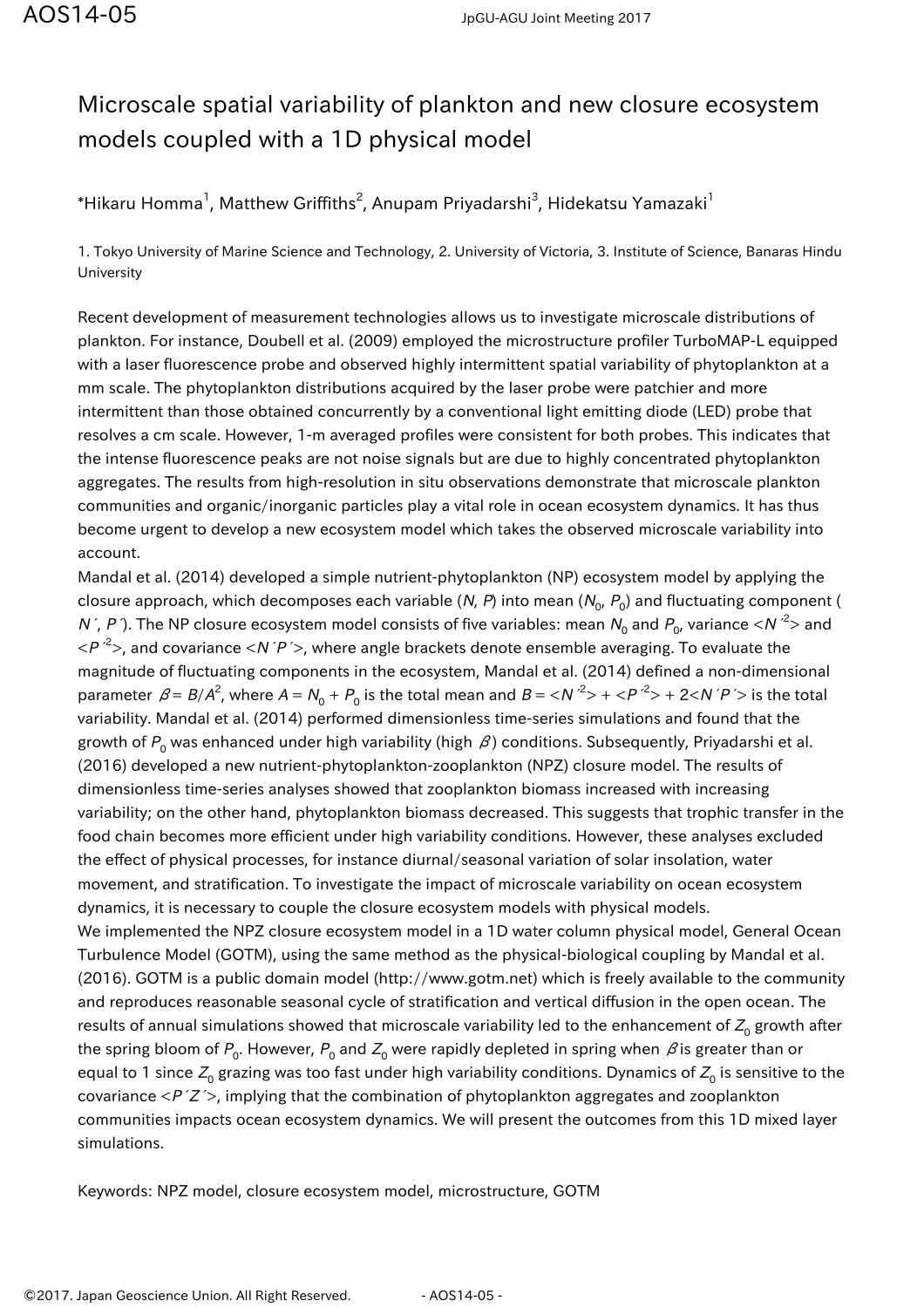# Microscale spatial variability of plankton and new closure ecosystem models coupled with a 1D physical model

*Hikaru Homma[1], Matthew Griffiths[2], Anupam Priyadarshi[3], Hidekatsu Yamazaki[1]

1. Tokyo University of Marine Science and Technology, 2. University of Victoria, 3. Institute of Science, Banaras Hindu University

Recent development of measurement technologies allows us to investigate microscale distributions of plankton. For instance, Doubell et al. (2009) employed the microstructure profiler TurboMAP-L equipped with a laser fluorescence probe and observed highly intermittent spatial variability of phytoplankton at a mm scale. The phytoplankton distributions acquired by the laser probe were patchier and more intermittent than those obtained concurrently by a conventional light emitting diode (LED) probe that resolves a cm scale. However, 1-m averaged profiles were consistent for both probes. This indicates that the intense fluorescence peaks are not noise signals but are due to highly concentrated phytoplankton aggregates. The results from high-resolution in situ observations demonstrate that microscale plankton communities and organic/inorganic particles play a vital role in ocean ecosystem dynamics. It has thus become urgent to develop a new ecosystem model which takes the observed microscale variability into account.

Mandal et al. (2014) developed a simple nutrient-phytoplankton (NP) ecosystem model by applying the closure approach, which decomposes each variable ($N$, $P$) into mean ($N_0$, $P_0$) and fluctuating component ($N'$, $P'$). The NP closure ecosystem model consists of five variables: mean $N_0$ and $P_0$, variance $<N'^2>$ and $<P'^2>$, and covariance $<N'P'>$, where angle brackets denote ensemble averaging. To evaluate the magnitude of fluctuating components in the ecosystem, Mandal et al. (2014) defined a non-dimensional parameter $\beta = B/A^2$, where $A = N_0 + P_0$ is the total mean and $B = <N'^2> + <P'^2> + 2<N'P'>$ is the total variability. Mandal et al. (2014) performed dimensionless time-series simulations and found that the growth of $P_0$ was enhanced under high variability (high $\beta$) conditions. Subsequently, Priyadarshi et al. (2016) developed a new nutrient-phytoplankton-zooplankton (NPZ) closure model. The results of dimensionless time-series analyses showed that zooplankton biomass increased with increasing variability; on the other hand, phytoplankton biomass decreased. This suggests that trophic transfer in the food chain becomes more efficient under high variability conditions. However, these analyses excluded the effect of physical processes, for instance diurnal/seasonal variation of solar insolation, water movement, and stratification. To investigate the impact of microscale variability on ocean ecosystem dynamics, it is necessary to couple the closure ecosystem models with physical models.

We implemented the NPZ closure ecosystem model in a 1D water column physical model, General Ocean Turbulence Model (GOTM), using the same method as the physical-biological coupling by Mandal et al. (2016). GOTM is a public domain model (http://www.gotm.net) which is freely available to the community and reproduces reasonable seasonal cycle of stratification and vertical diffusion in the open ocean. The results of annual simulations showed that microscale variability led to the enhancement of $Z_0$ growth after the spring bloom of $P_0$. However, $P_0$ and $Z_0$ were rapidly depleted in spring when $\beta$ is greater than or equal to 1 since $Z_0$ grazing was too fast under high variability conditions. Dynamics of $Z_0$ is sensitive to the covariance $<P'Z'>$, implying that the combination of phytoplankton aggregates and zooplankton communities impacts ocean ecosystem dynamics. We will present the outcomes from this 1D mixed layer simulations.

Keywords: NPZ model, closure ecosystem model, microstructure, GOTM